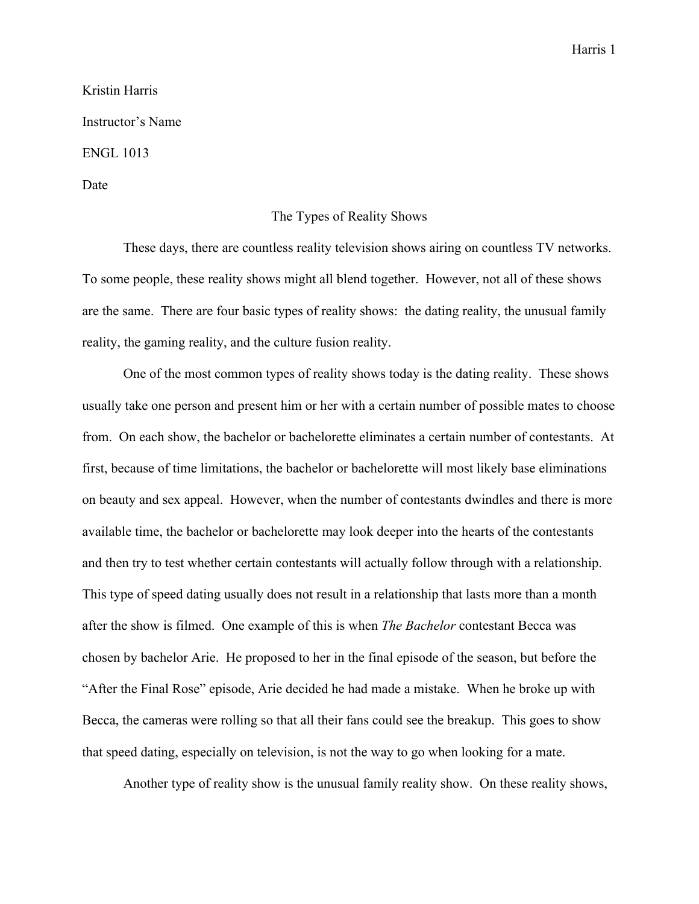Kristin Harris

Instructor's Name

ENGL 1013

Date

# The Types of Reality Shows

These days, there are countless reality television shows airing on countless TV networks. To some people, these reality shows might all blend together. However, not all of these shows are the same. There are four basic types of reality shows: the dating reality, the unusual family reality, the gaming reality, and the culture fusion reality.

One of the most common types of reality shows today is the dating reality. These shows usually take one person and present him or her with a certain number of possible mates to choose from. On each show, the bachelor or bachelorette eliminates a certain number of contestants. At first, because of time limitations, the bachelor or bachelorette will most likely base eliminations on beauty and sex appeal. However, when the number of contestants dwindles and there is more available time, the bachelor or bachelorette may look deeper into the hearts of the contestants and then try to test whether certain contestants will actually follow through with a relationship. This type of speed dating usually does not result in a relationship that lasts more than a month after the show is filmed. One example of this is when *The Bachelor* contestant Becca was chosen by bachelor Arie. He proposed to her in the final episode of the season, but before the "After the Final Rose" episode, Arie decided he had made a mistake. When he broke up with Becca, the cameras were rolling so that all their fans could see the breakup. This goes to show that speed dating, especially on television, is not the way to go when looking for a mate.

Another type of reality show is the unusual family reality show. On these reality shows,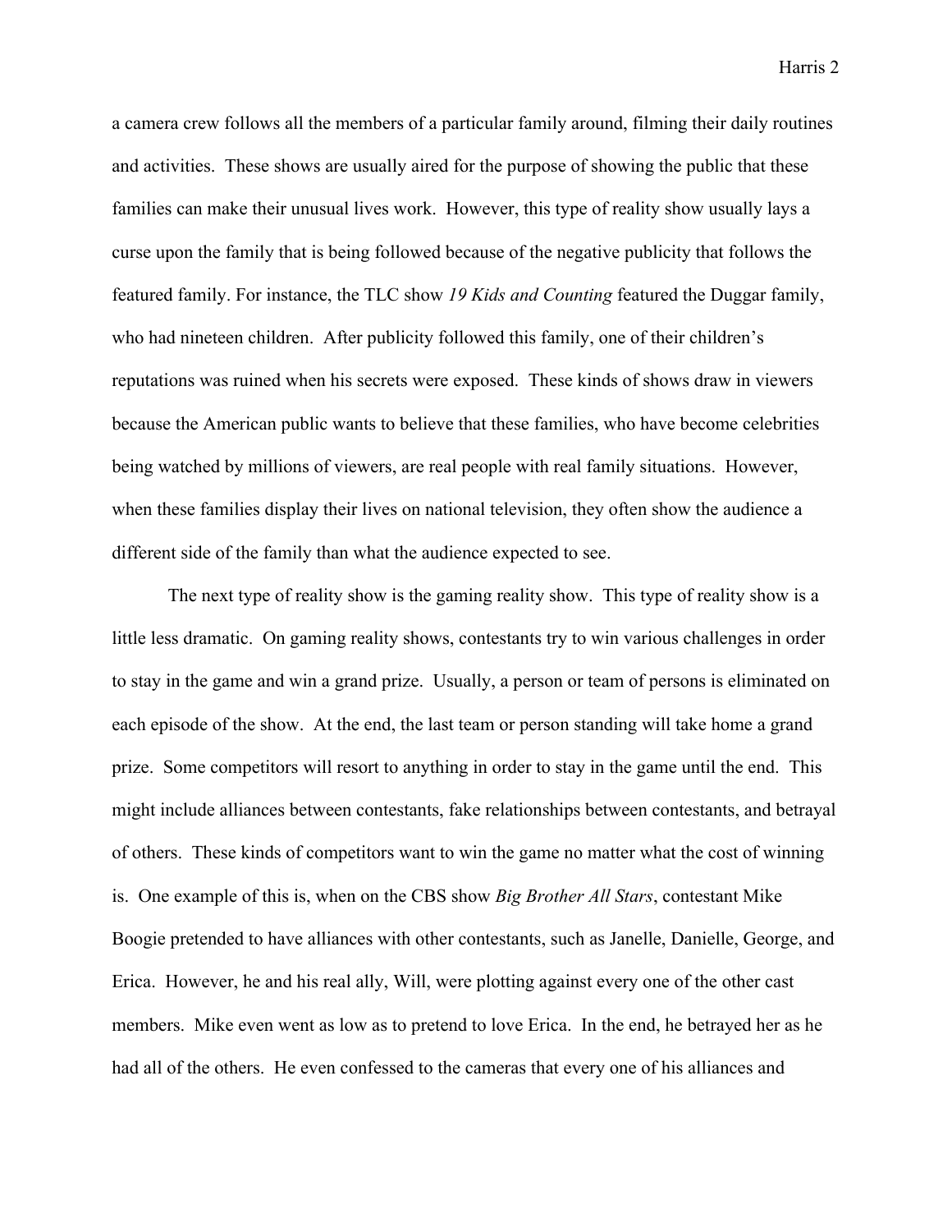a camera crew follows all the members of a particular family around, filming their daily routines and activities.  These shows are usually aired for the purpose of showing the public that these families can make their unusual lives work.  However, this type of reality show usually lays a curse upon the family that is being followed because of the negative publicity that follows the featured family. For instance, the TLC show *19 Kids and Counting* featured the Duggar family, who had nineteen children.  After publicity followed this family, one of their children's reputations was ruined when his secrets were exposed.  These kinds of shows draw in viewers because the American public wants to believe that these families, who have become celebrities being watched by millions of viewers, are real people with real family situations.  However, when these families display their lives on national television, they often show the audience a different side of the family than what the audience expected to see.

The next type of reality show is the gaming reality show.  This type of reality show is a little less dramatic.  On gaming reality shows, contestants try to win various challenges in order to stay in the game and win a grand prize.  Usually, a person or team of persons is eliminated on each episode of the show.  At the end, the last team or person standing will take home a grand prize.  Some competitors will resort to anything in order to stay in the game until the end.  This might include alliances between contestants, fake relationships between contestants, and betrayal of others.  These kinds of competitors want to win the game no matter what the cost of winning is.  One example of this is, when on the CBS show *Big Brother All Stars*, contestant Mike Boogie pretended to have alliances with other contestants, such as Janelle, Danielle, George, and Erica.  However, he and his real ally, Will, were plotting against every one of the other cast members.  Mike even went as low as to pretend to love Erica.  In the end, he betrayed her as he had all of the others.  He even confessed to the cameras that every one of his alliances and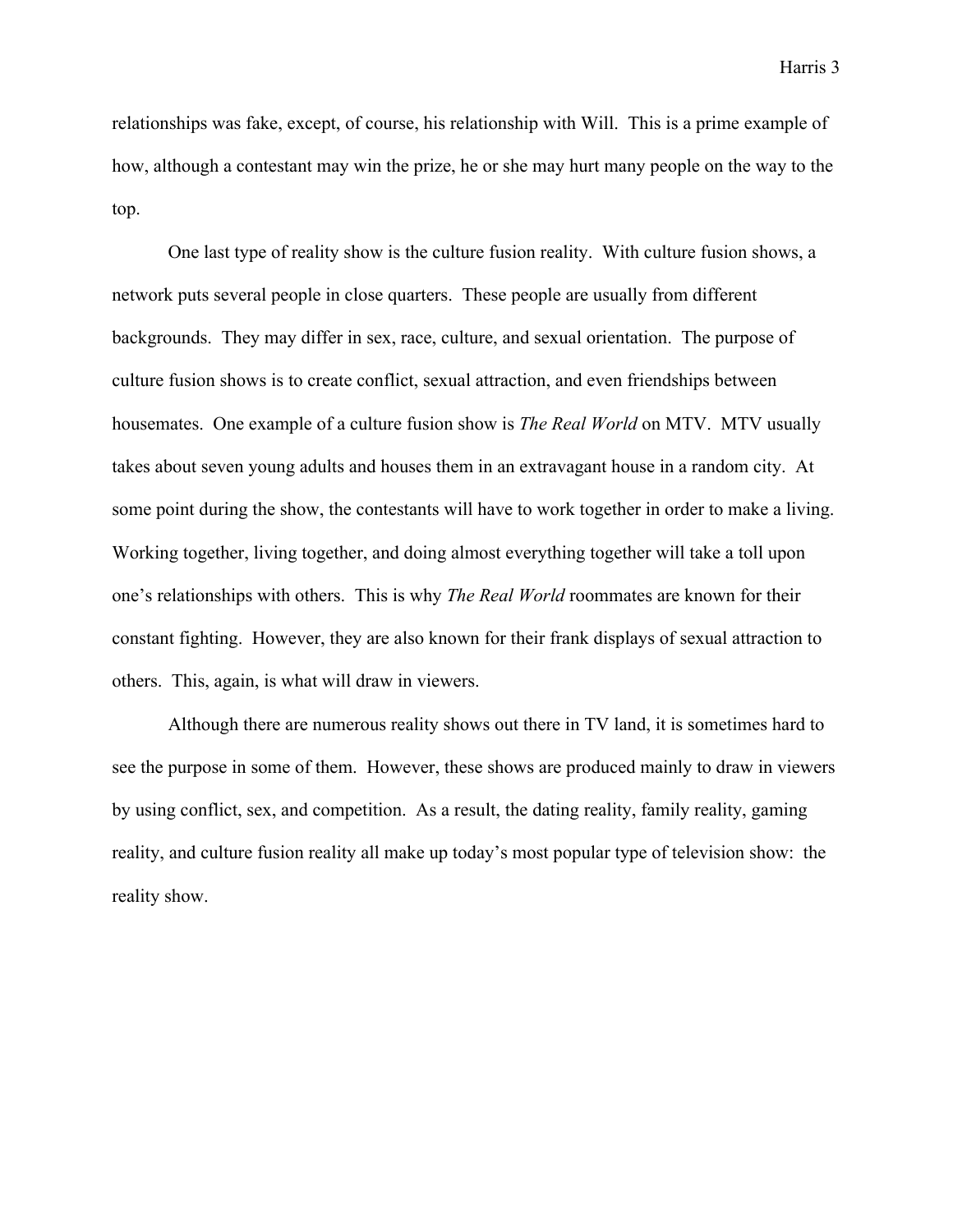relationships was fake, except, of course, his relationship with Will. This is a prime example of how, although a contestant may win the prize, he or she may hurt many people on the way to the top.

One last type of reality show is the culture fusion reality. With culture fusion shows, a network puts several people in close quarters. These people are usually from different backgrounds. They may differ in sex, race, culture, and sexual orientation. The purpose of culture fusion shows is to create conflict, sexual attraction, and even friendships between housemates. One example of a culture fusion show is *The Real World* on MTV. MTV usually takes about seven young adults and houses them in an extravagant house in a random city. At some point during the show, the contestants will have to work together in order to make a living. Working together, living together, and doing almost everything together will take a toll upon one's relationships with others. This is why *The Real World* roommates are known for their constant fighting. However, they are also known for their frank displays of sexual attraction to others. This, again, is what will draw in viewers.

Although there are numerous reality shows out there in TV land, it is sometimes hard to see the purpose in some of them. However, these shows are produced mainly to draw in viewers by using conflict, sex, and competition. As a result, the dating reality, family reality, gaming reality, and culture fusion reality all make up today's most popular type of television show: the reality show.